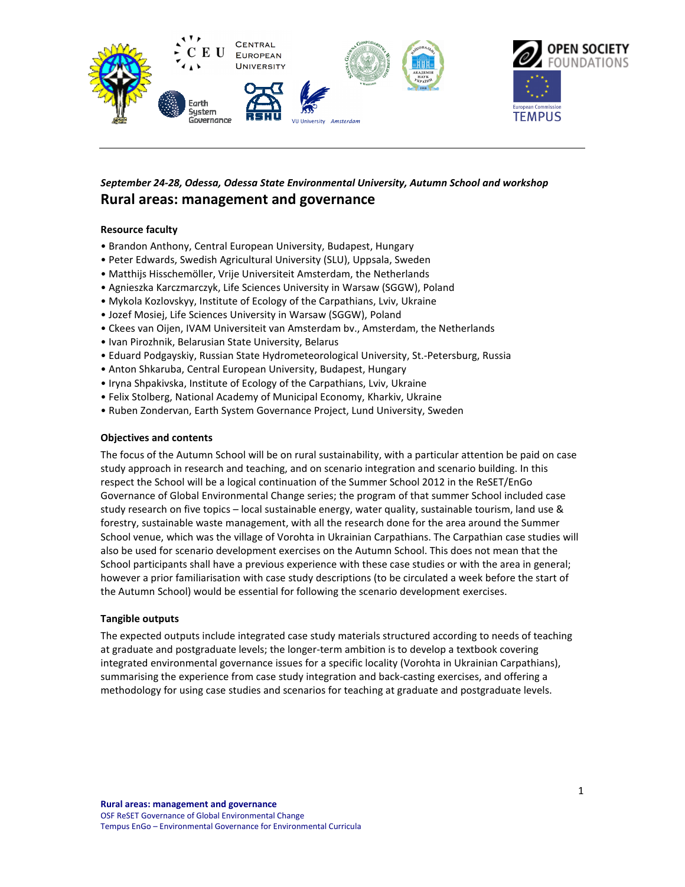*September 24-28, Odessa, Odessa State Environmental University, Autumn School and workshop*

# Rural areas: management and governance

**Resource faculty**

- Brandon Anthony, Central European University, Budapest, Hungary
- Peter Edwards, Swedish Agricultural University (SLU), Uppsala, Sweden
- Matthijs Hisschemöller, Vrije Universiteit Amsterdam, the Netherlands
- Agnieszka Karczmarczyk, Life Sciences University in Warsaw (SGGW), Poland
- Mykola Kozlovskyy, Institute of Ecology of the Carpathians, Lviv, Ukraine
- Jozef Mosiej, Life Sciences University in Warsaw (SGGW), Poland
- Ckees van Oijen, IVAM Universiteit van Amsterdam bv., Amsterdam, the Netherlands
- Ivan Pirozhnik, Belarusian State University, Belarus
- Eduard Podgayskiy, Russian State Hydrometeorological University, St.-Petersburg, Russia
- Anton Shkaruba, Central European University, Budapest, Hungary
- Iryna Shpakivska, Institute of Ecology of the Carpathians, Lviv, Ukraine
- Felix Stolberg, National Academy of Municipal Economy, Kharkiv, Ukraine
- Ruben Zondervan, Earth System Governance Project, Lund University, Sweden

**Objectives and contents**

The focus of the Autumn School will be on rural sustainability, with a particular attention be paid on case study approach in research and teaching, and on scenario integration and scenario building. In this respect the School will be a logical continuation of the Summer School 2012 in the ReSET/EnGo Governance of Global Environmental Change series; the program of that summer School included case study research on five topics – local sustainable energy, water quality, sustainable tourism, land use & forestry, sustainable waste management, with all the research done for the area around the Summer School venue, which was the village of Vorohta in Ukrainian Carpathians. The Carpathian case studies will also be used for scenario development exercises on the Autumn School. This does not mean that the School participants shall have a previous experience with these case studies or with the area in general; however a prior familiarisation with case study descriptions (to be circulated a week before the start of the Autumn School) would be essential for following the scenario development exercises.

**Tangible outputs**

The expected outputs include integrated case study materials structured according to needs of teaching at graduate and postgraduate levels; the longer-term ambition is to develop a textbook covering integrated environmental governance issues for a specific locality (Vorohta in Ukrainian Carpathians), summarising the experience from case study integration and back-casting exercises, and offering a methodology for using case studies and scenarios for teaching at graduate and postgraduate levels.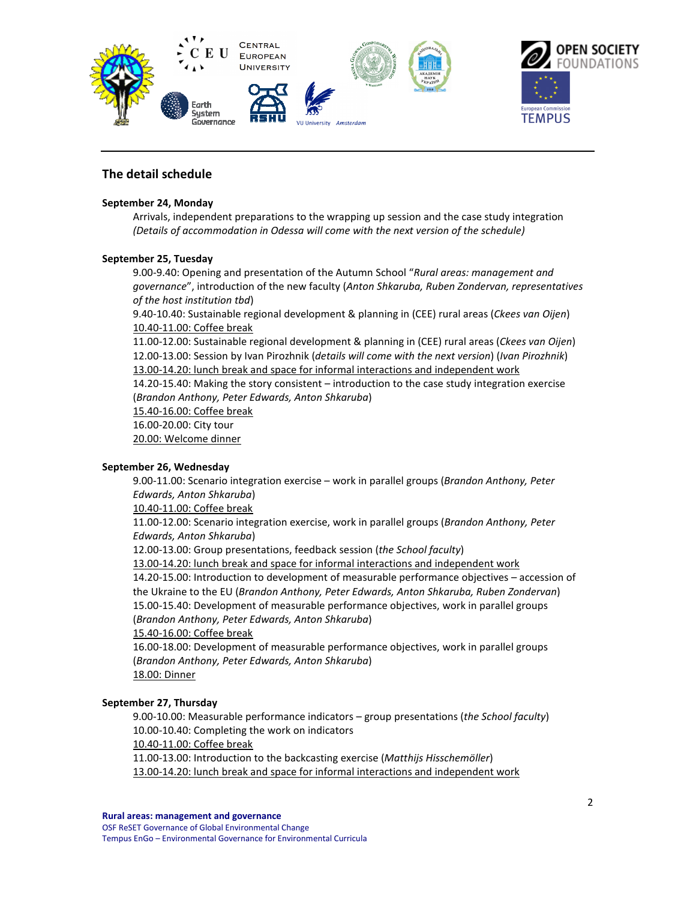## The detail schedule

**September 24, Monday**

Arrivals, independent preparations to the wrapping up session and the case study integration *(Details of accommodation in Odessa will come with the next version of the schedule)*

**September 25, Tuesday**

9.00-9.40: Opening and presentation of the Autumn School "*Rural areas: management and governance*", introduction of the new faculty (*Anton Shkaruba, Ruben Zondervan, representatives of the host institution tbd*)
9.40-10.40: Sustainable regional development & planning in (CEE) rural areas (*Ckees van Oijen*)
<u>10.40-11.00: Coffee break</u>
11.00-12.00: Sustainable regional development & planning in (CEE) rural areas (*Ckees van Oijen*)
12.00-13.00: Session by Ivan Pirozhnik (*details will come with the next version*) (*Ivan Pirozhnik*)
<u>13.00-14.20: lunch break and space for informal interactions and independent work</u>
14.20-15.40: Making the story consistent – introduction to the case study integration exercise (*Brandon Anthony, Peter Edwards, Anton Shkaruba*)
<u>15.40-16.00: Coffee break</u>
16.00-20.00: City tour
<u>20.00: Welcome dinner</u>

**September 26, Wednesday**

9.00-11.00: Scenario integration exercise – work in parallel groups (*Brandon Anthony, Peter Edwards, Anton Shkaruba*)
<u>10.40-11.00: Coffee break</u>
11.00-12.00: Scenario integration exercise, work in parallel groups (*Brandon Anthony, Peter Edwards, Anton Shkaruba*)
12.00-13.00: Group presentations, feedback session (*the School faculty*)
<u>13.00-14.20: lunch break and space for informal interactions and independent work</u>
14.20-15.00: Introduction to development of measurable performance objectives – accession of the Ukraine to the EU (*Brandon Anthony, Peter Edwards, Anton Shkaruba, Ruben Zondervan*)
15.00-15.40: Development of measurable performance objectives, work in parallel groups (*Brandon Anthony, Peter Edwards, Anton Shkaruba*)
<u>15.40-16.00: Coffee break</u>
16.00-18.00: Development of measurable performance objectives, work in parallel groups (*Brandon Anthony, Peter Edwards, Anton Shkaruba*)
<u>18.00: Dinner</u>

**September 27, Thursday**

9.00-10.00: Measurable performance indicators – group presentations (*the School faculty*)
10.00-10.40: Completing the work on indicators
<u>10.40-11.00: Coffee break</u>
11.00-13.00: Introduction to the backcasting exercise (*Matthijs Hisschemöller*)
<u>13.00-14.20: lunch break and space for informal interactions and independent work</u>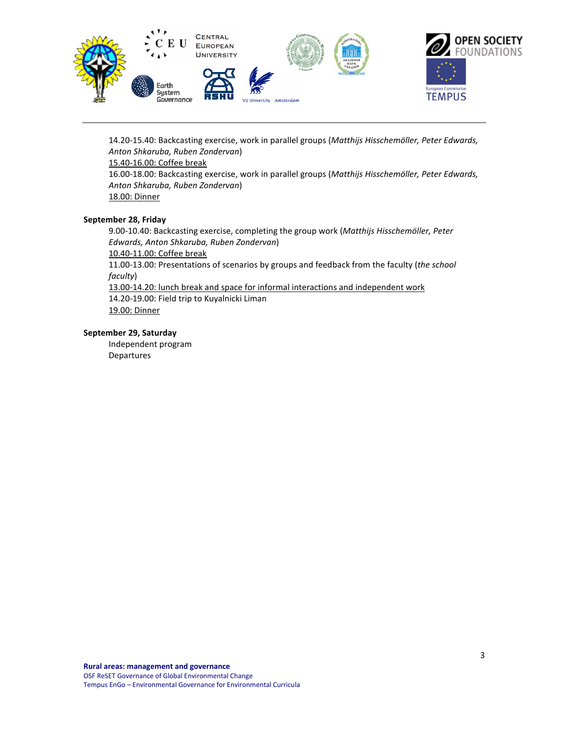14.20-15.40: Backcasting exercise, work in parallel groups (*Matthijs Hisschemöller, Peter Edwards, Anton Shkaruba, Ruben Zondervan*)

15.40-16.00: Coffee break

16.00-18.00: Backcasting exercise, work in parallel groups (*Matthijs Hisschemöller, Peter Edwards, Anton Shkaruba, Ruben Zondervan*)

18.00: Dinner

**September 28, Friday**

9.00-10.40: Backcasting exercise, completing the group work (*Matthijs Hisschemöller, Peter Edwards, Anton Shkaruba, Ruben Zondervan*)

10.40-11.00: Coffee break

11.00-13.00: Presentations of scenarios by groups and feedback from the faculty (*the school faculty*)

13.00-14.20: lunch break and space for informal interactions and independent work

14.20-19.00: Field trip to Kuyalnicki Liman

19.00: Dinner

**September 29, Saturday**

Independent program

Departures